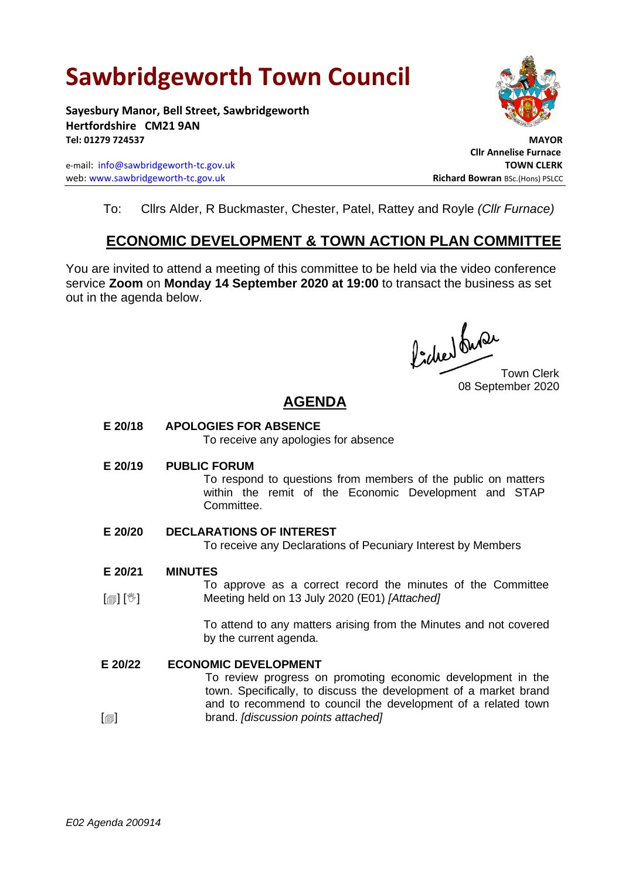# Sawbridgeworth Town Council

**Sayesbury Manor, Bell Street, Sawbridgeworth**
**Hertfordshire CM21 9AN**
**Tel: 01279 724537**

e-mail: info@sawbridgeworth-tc.gov.uk
web: www.sawbridgeworth-tc.gov.uk

**MAYOR**
**Cllr Annelise Furnace**
**TOWN CLERK**
**Richard Bowran** BSc.(Hons) PSLCC

To: Cllrs Alder, R Buckmaster, Chester, Patel, Rattey and Royle *(Cllr Furnace)*

## ECONOMIC DEVELOPMENT & TOWN ACTION PLAN COMMITTEE

You are invited to attend a meeting of this committee to be held via the video conference service **Zoom** on **Monday 14 September 2020 at 19:00** to transact the business as set out in the agenda below.

Town Clerk
08 September 2020

## AGENDA

**E 20/18 APOLOGIES FOR ABSENCE**

To receive any apologies for absence

**E 20/19 PUBLIC FORUM**

To respond to questions from members of the public on matters within the remit of the Economic Development and STAP Committee.

**E 20/20 DECLARATIONS OF INTEREST**

To receive any Declarations of Pecuniary Interest by Members

**E 20/21 MINUTES**

[▤] [✋] To approve as a correct record the minutes of the Committee Meeting held on 13 July 2020 (E01) *[Attached]*

To attend to any matters arising from the Minutes and not covered by the current agenda.

**E 20/22 ECONOMIC DEVELOPMENT**

[▤] To review progress on promoting economic development in the town. Specifically, to discuss the development of a market brand and to recommend to council the development of a related town brand. *[discussion points attached]*

*E02 Agenda 200914*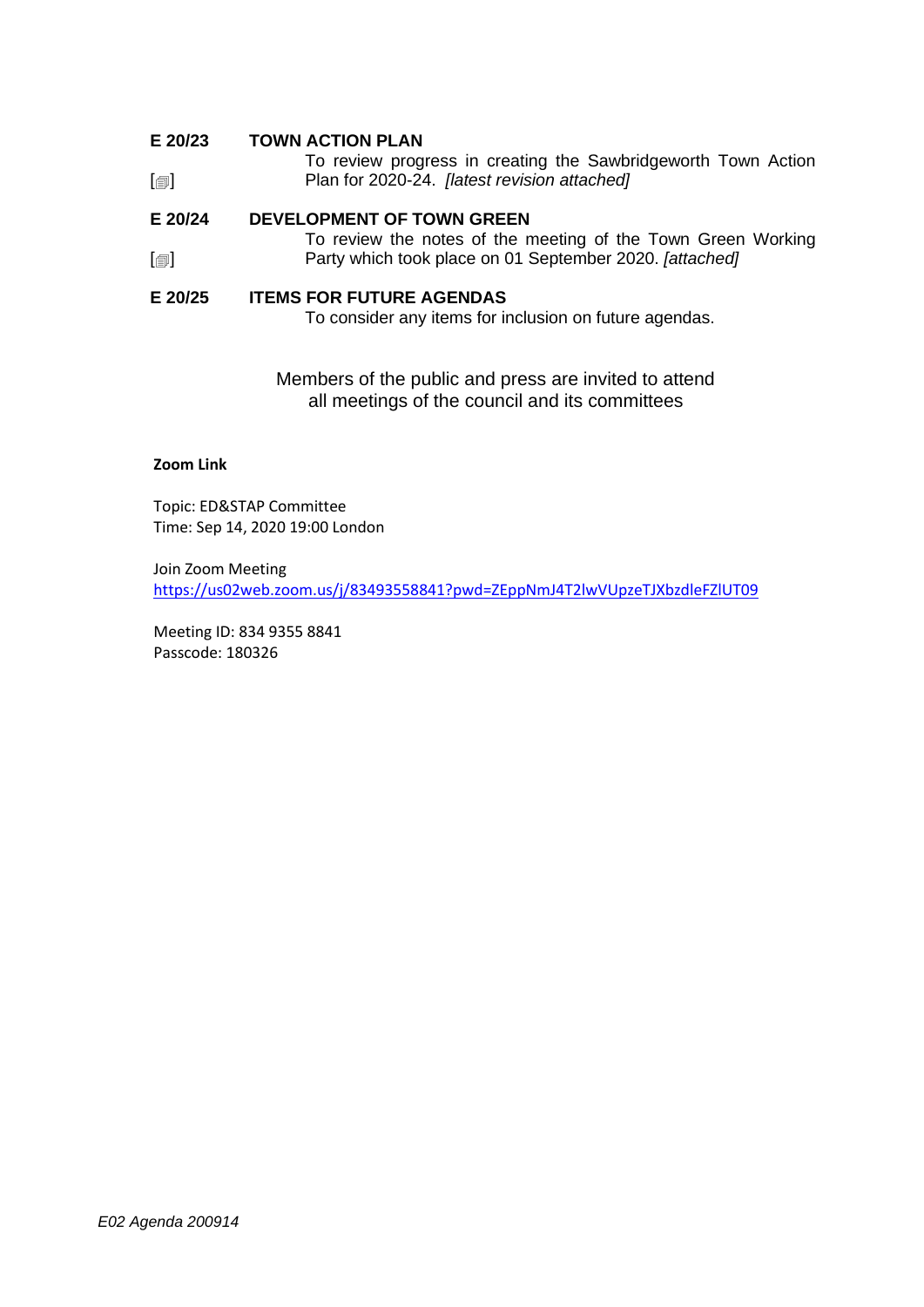**E 20/23** **TOWN ACTION PLAN**

[🗐] To review progress in creating the Sawbridgeworth Town Action Plan for 2020-24. *[latest revision attached]*

**E 20/24** **DEVELOPMENT OF TOWN GREEN**

[🗐] To review the notes of the meeting of the Town Green Working Party which took place on 01 September 2020. *[attached]*

**E 20/25** **ITEMS FOR FUTURE AGENDAS**

To consider any items for inclusion on future agendas.

Members of the public and press are invited to attend all meetings of the council and its committees

**Zoom Link**

Topic: ED&STAP Committee
Time: Sep 14, 2020 19:00 London

Join Zoom Meeting
https://us02web.zoom.us/j/83493558841?pwd=ZEppNmJ4T2lwVUpzeTJXbzdleFZlUT09

Meeting ID: 834 9355 8841
Passcode: 180326

*E02 Agenda 200914*